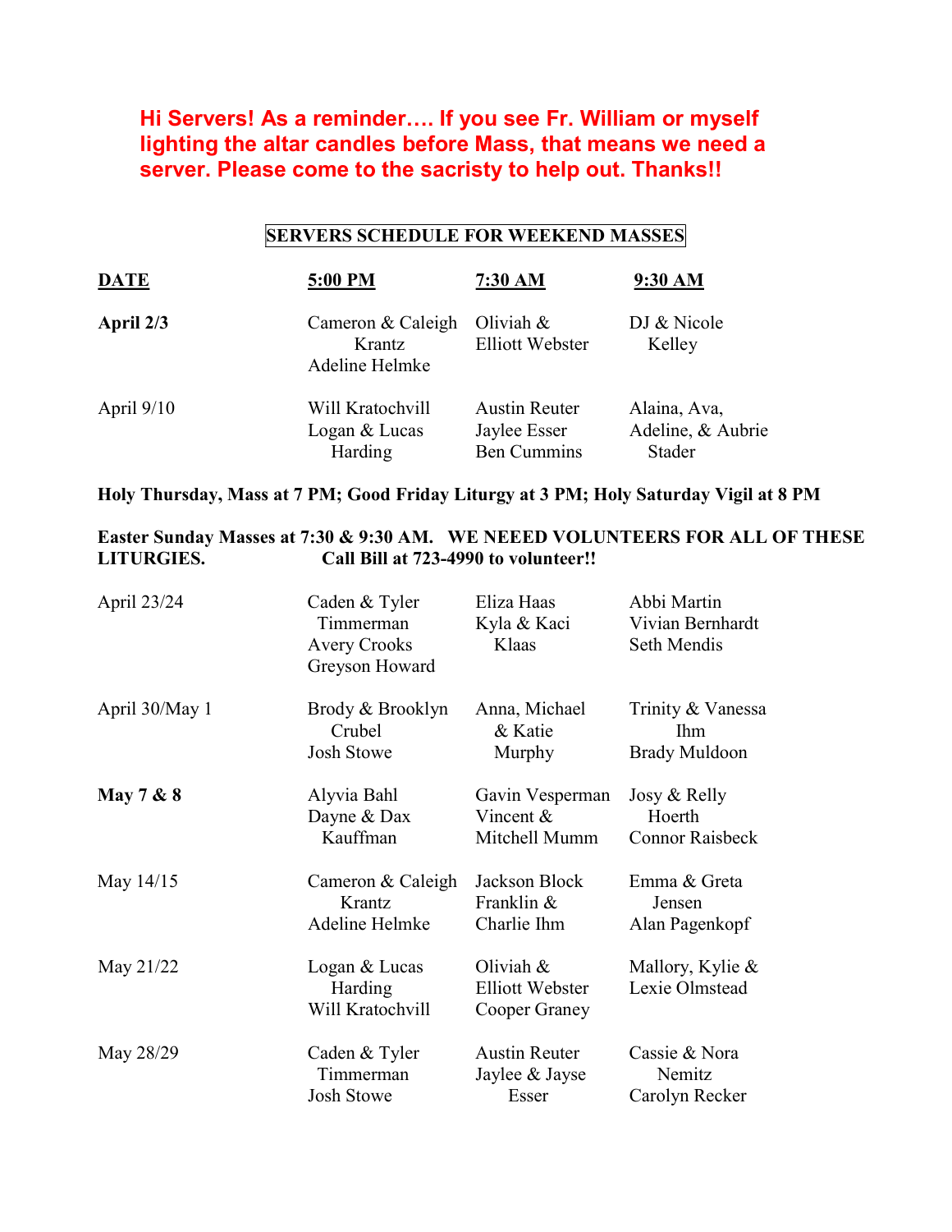**Hi Servers! As a reminder…. If you see Fr. William or myself lighting the altar candles before Mass, that means we need a server. Please come to the sacristy to help out. Thanks!!**

## SERVERS SCHEDULE FOR WEEKEND MASSES

| DATE | 5:00 PM | 7:30 AM | 9:30 AM |
|---|---|---|---|
| **April 2/3** | Cameron & Caleigh Krantz<br>Adeline Helmke | Oliviah & Elliott Webster | DJ & Nicole Kelley |
| April 9/10 | Will Kratochvill<br>Logan & Lucas Harding | Austin Reuter<br>Jaylee Esser<br>Ben Cummins | Alaina, Ava, Adeline, & Aubrie Stader |

**Holy Thursday, Mass at 7 PM; Good Friday Liturgy at 3 PM; Holy Saturday Vigil at 8 PM**

**Easter Sunday Masses at 7:30 & 9:30 AM. WE NEEED VOLUNTEERS FOR ALL OF THESE LITURGIES. Call Bill at 723-4990 to volunteer!!**

| DATE | 5:00 PM | 7:30 AM | 9:30 AM |
|---|---|---|---|
| April 23/24 | Caden & Tyler Timmerman<br>Avery Crooks<br>Greyson Howard | Eliza Haas<br>Kyla & Kaci Klaas | Abbi Martin<br>Vivian Bernhardt<br>Seth Mendis |
| April 30/May 1 | Brody & Brooklyn Crubel<br>Josh Stowe | Anna, Michael & Katie Murphy | Trinity & Vanessa Ihm<br>Brady Muldoon |
| **May 7 & 8** | Alyvia Bahl<br>Dayne & Dax Kauffman | Gavin Vesperman<br>Vincent & Mitchell Mumm | Josy & Relly Hoerth<br>Connor Raisbeck |
| May 14/15 | Cameron & Caleigh Krantz<br>Adeline Helmke | Jackson Block<br>Franklin & Charlie Ihm | Emma & Greta Jensen<br>Alan Pagenkopf |
| May 21/22 | Logan & Lucas Harding<br>Will Kratochvill | Oliviah & Elliott Webster<br>Cooper Graney | Mallory, Kylie & Lexie Olmstead |
| May 28/29 | Caden & Tyler Timmerman<br>Josh Stowe | Austin Reuter<br>Jaylee & Jayse Esser | Cassie & Nora Nemitz<br>Carolyn Recker |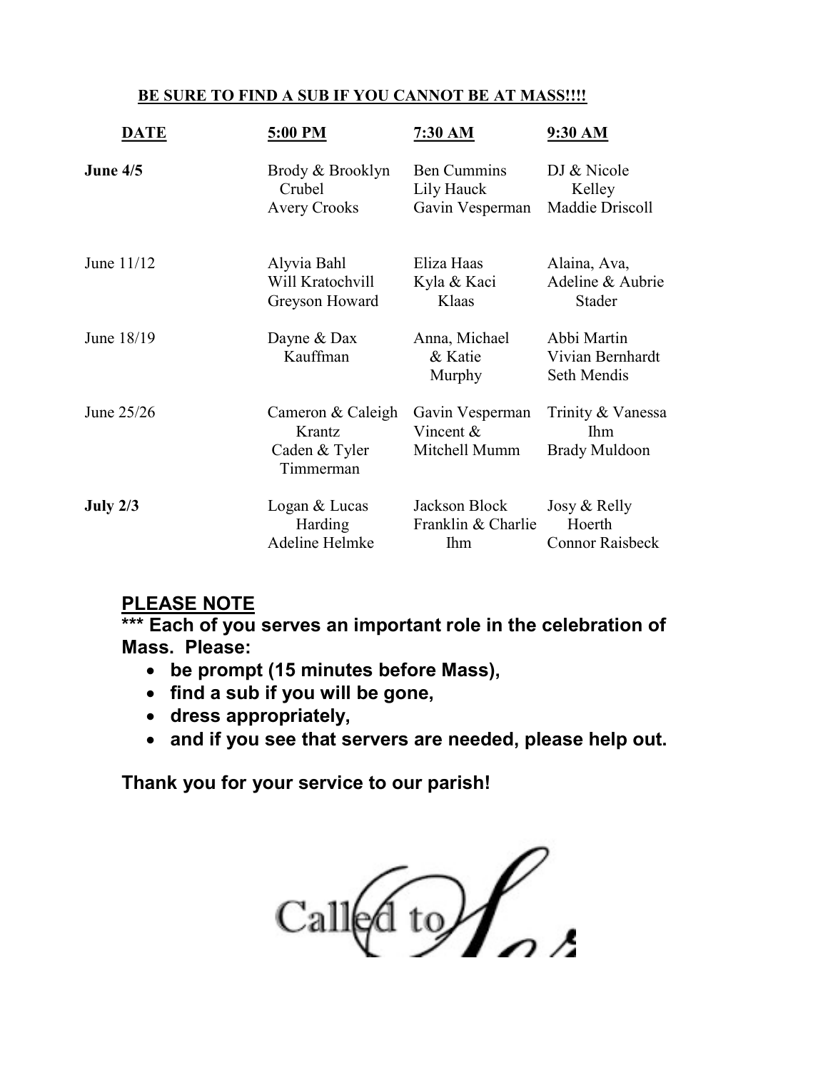**BE SURE TO FIND A SUB IF YOU CANNOT BE AT MASS!!!!**

| **DATE** | **5:00 PM** | **7:30 AM** | **9:30 AM** |
|---|---|---|---|
| **June 4/5** | Brody & Brooklyn Crubel<br>Avery Crooks | Ben Cummins<br>Lily Hauck<br>Gavin Vesperman | DJ & Nicole Kelley<br>Maddie Driscoll |
| June 11/12 | Alyvia Bahl<br>Will Kratochvill<br>Greyson Howard | Eliza Haas<br>Kyla & Kaci Klaas | Alaina, Ava, Adeline & Aubrie Stader |
| June 18/19 | Dayne & Dax Kauffman | Anna, Michael & Katie Murphy | Abbi Martin<br>Vivian Bernhardt<br>Seth Mendis |
| June 25/26 | Cameron & Caleigh Krantz<br>Caden & Tyler Timmerman | Gavin Vesperman<br>Vincent & Mitchell Mumm | Trinity & Vanessa Ihm<br>Brady Muldoon |
| **July 2/3** | Logan & Lucas Harding<br>Adeline Helmke | Jackson Block<br>Franklin & Charlie Ihm | Josy & Relly Hoerth<br>Connor Raisbeck |

## PLEASE NOTE

**\*\*\* Each of you serves an important role in the celebration of Mass. Please:**

- **be prompt (15 minutes before Mass),**
- **find a sub if you will be gone,**
- **dress appropriately,**
- **and if you see that servers are needed, please help out.**

**Thank you for your service to our parish!**

Called to Ser